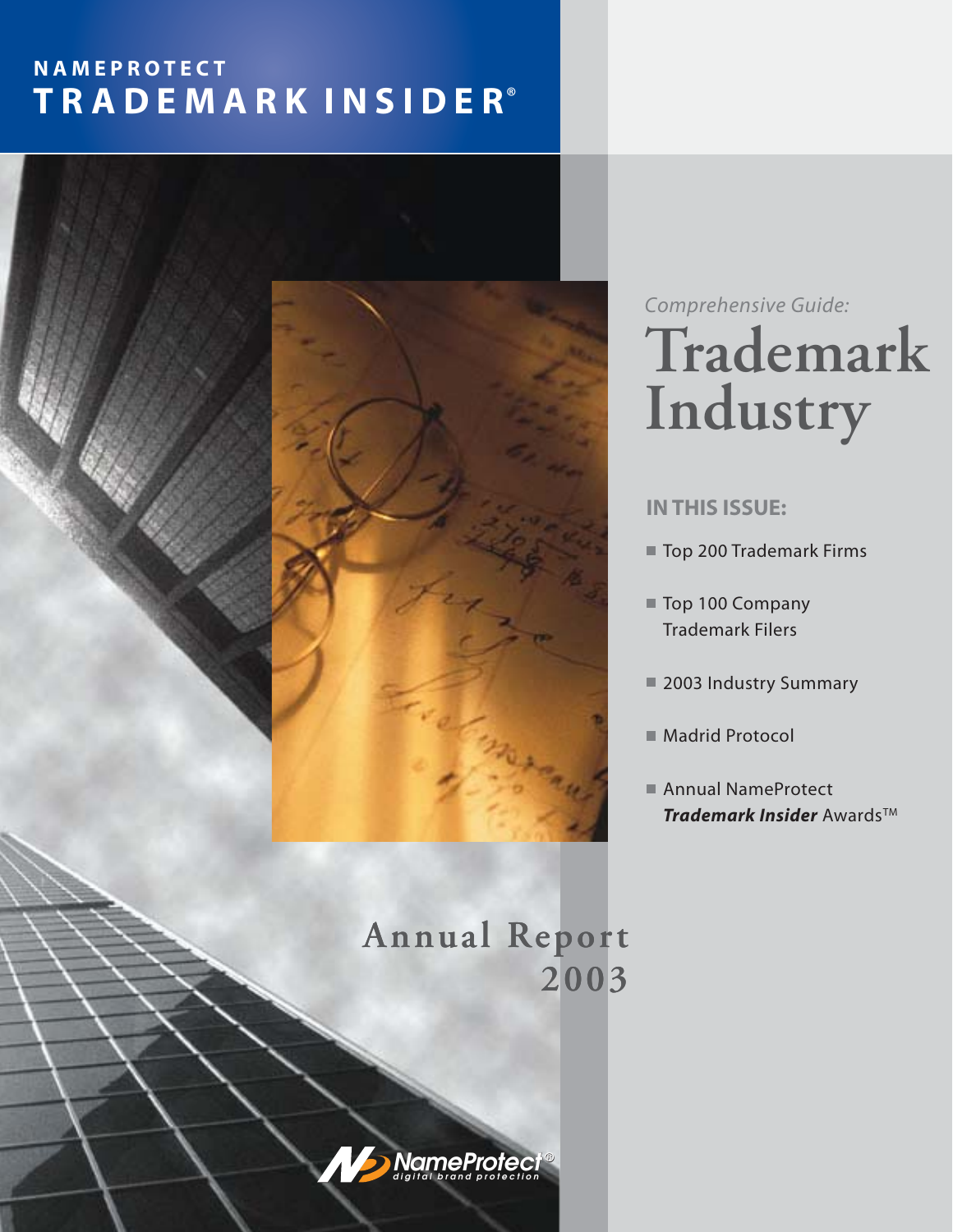**NAMEPROTECT**

# TRADEMARK INSIDER®

*Comprehensive Guide:*

# Trademark Industry

**IN THIS ISSUE:**

- Top 200 Trademark Firms
- Top 100 Company Trademark Filers
- 2003 Industry Summary
- Madrid Protocol
- Annual NameProtect ***Trademark Insider*** Awards™

## Annual Report 2003

NameProtect® digital brand protection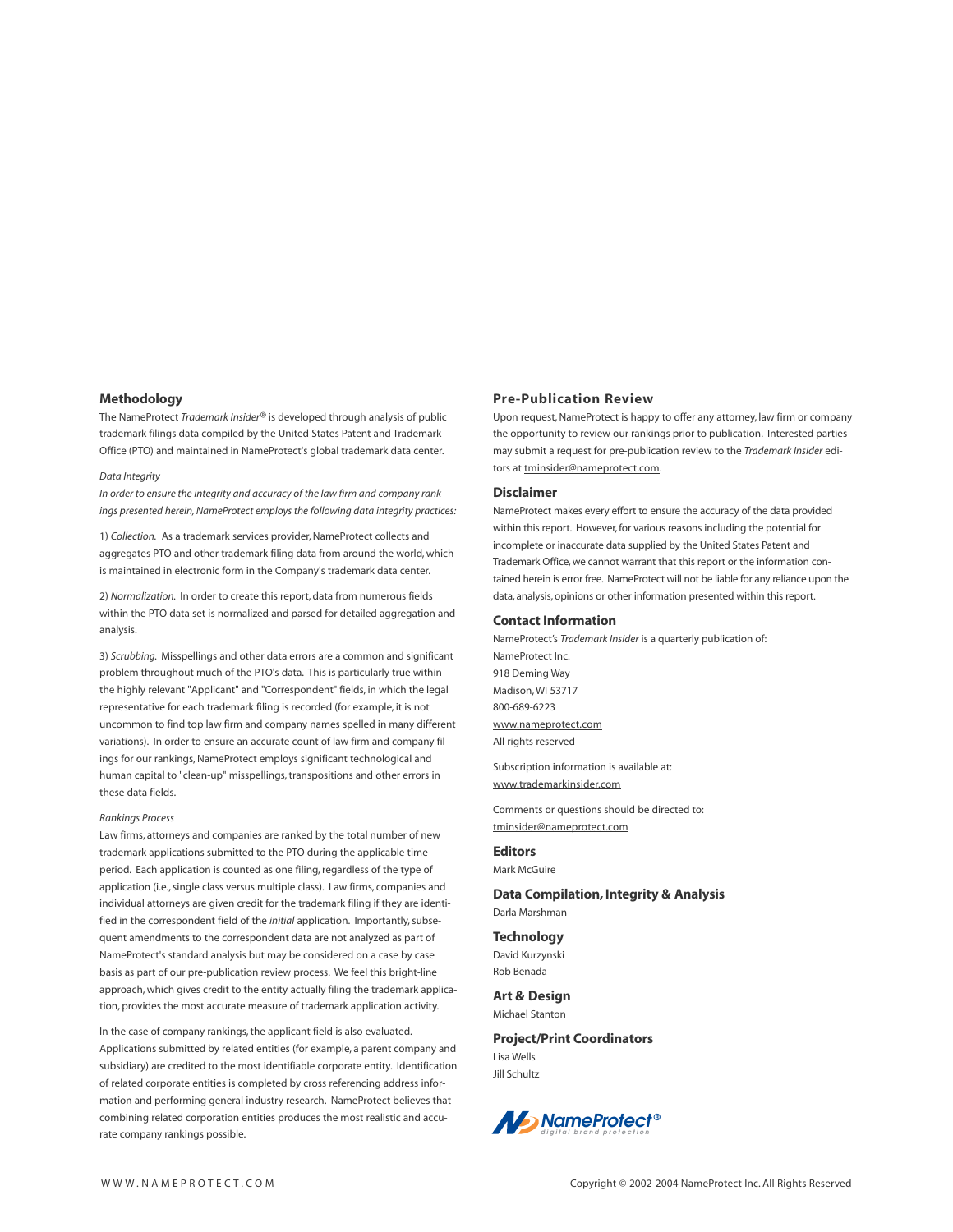## Methodology

The NameProtect *Trademark Insider*® is developed through analysis of public trademark filings data compiled by the United States Patent and Trademark Office (PTO) and maintained in NameProtect's global trademark data center.

*Data Integrity*

*In order to ensure the integrity and accuracy of the law firm and company rankings presented herein, NameProtect employs the following data integrity practices:*

1) *Collection.* As a trademark services provider, NameProtect collects and aggregates PTO and other trademark filing data from around the world, which is maintained in electronic form in the Company's trademark data center.

2) *Normalization.* In order to create this report, data from numerous fields within the PTO data set is normalized and parsed for detailed aggregation and analysis.

3) *Scrubbing.* Misspellings and other data errors are a common and significant problem throughout much of the PTO's data. This is particularly true within the highly relevant "Applicant" and "Correspondent" fields, in which the legal representative for each trademark filing is recorded (for example, it is not uncommon to find top law firm and company names spelled in many different variations). In order to ensure an accurate count of law firm and company filings for our rankings, NameProtect employs significant technological and human capital to "clean-up" misspellings, transpositions and other errors in these data fields.

*Rankings Process*

Law firms, attorneys and companies are ranked by the total number of new trademark applications submitted to the PTO during the applicable time period. Each application is counted as one filing, regardless of the type of application (i.e., single class versus multiple class). Law firms, companies and individual attorneys are given credit for the trademark filing if they are identified in the correspondent field of the *initial* application. Importantly, subsequent amendments to the correspondent data are not analyzed as part of NameProtect's standard analysis but may be considered on a case by case basis as part of our pre-publication review process. We feel this bright-line approach, which gives credit to the entity actually filing the trademark application, provides the most accurate measure of trademark application activity.

In the case of company rankings, the applicant field is also evaluated. Applications submitted by related entities (for example, a parent company and subsidiary) are credited to the most identifiable corporate entity. Identification of related corporate entities is completed by cross referencing address information and performing general industry research. NameProtect believes that combining related corporation entities produces the most realistic and accurate company rankings possible.

## Pre-Publication Review

Upon request, NameProtect is happy to offer any attorney, law firm or company the opportunity to review our rankings prior to publication. Interested parties may submit a request for pre-publication review to the *Trademark Insider* editors at tminsider@nameprotect.com.

## Disclaimer

NameProtect makes every effort to ensure the accuracy of the data provided within this report. However, for various reasons including the potential for incomplete or inaccurate data supplied by the United States Patent and Trademark Office, we cannot warrant that this report or the information contained herein is error free. NameProtect will not be liable for any reliance upon the data, analysis, opinions or other information presented within this report.

## Contact Information

NameProtect's *Trademark Insider* is a quarterly publication of:
NameProtect Inc.
918 Deming Way
Madison, WI 53717
800-689-6223
www.nameprotect.com
All rights reserved

Subscription information is available at:
www.trademarkinsider.com

Comments or questions should be directed to:
tminsider@nameprotect.com

## Editors

Mark McGuire

## Data Compilation, Integrity & Analysis

Darla Marshman

## Technology

David Kurzynski
Rob Benada

## Art & Design

Michael Stanton

## Project/Print Coordinators

Lisa Wells
Jill Schultz

NameProtect® digital brand protection

WWW.NAMEPROTECT.COM

Copyright © 2002-2004 NameProtect Inc. All Rights Reserved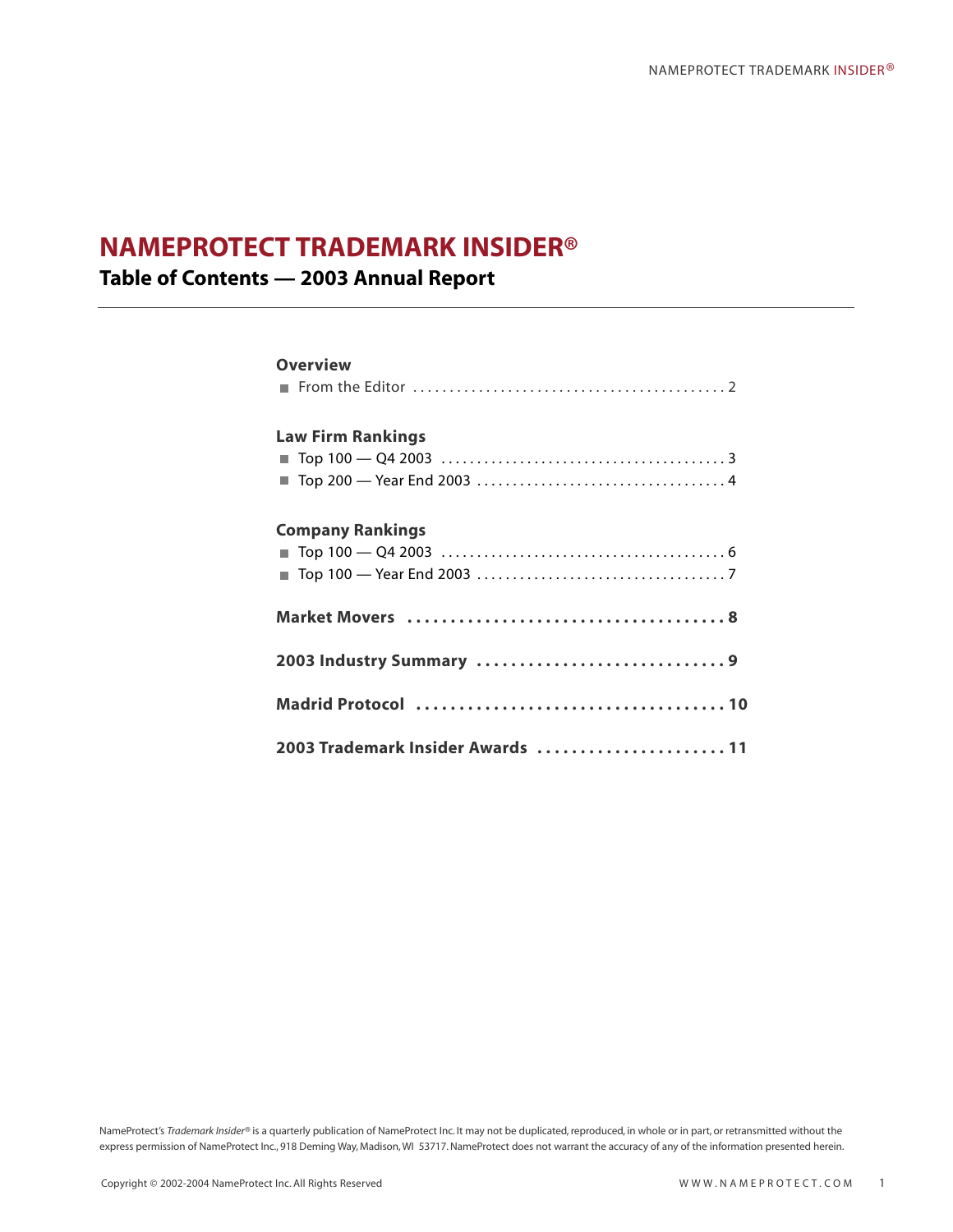# NAMEPROTECT TRADEMARK INSIDER®

## Table of Contents — 2003 Annual Report

**Overview**

- From the Editor . . . . . . . . . . . . . . . . . . . . . . . . . . . . . . . . . . . . . . . . . . 2

**Law Firm Rankings**

- Top 100 — Q4 2003 . . . . . . . . . . . . . . . . . . . . . . . . . . . . . . . . . . . . . . . 3
- Top 200 — Year End 2003 . . . . . . . . . . . . . . . . . . . . . . . . . . . . . . . . . . 4

**Company Rankings**

- Top 100 — Q4 2003 . . . . . . . . . . . . . . . . . . . . . . . . . . . . . . . . . . . . . . . 6
- Top 100 — Year End 2003 . . . . . . . . . . . . . . . . . . . . . . . . . . . . . . . . . . 7

**Market Movers . . . . . . . . . . . . . . . . . . . . . . . . . . . . . . . . . . . . . 8**

**2003 Industry Summary . . . . . . . . . . . . . . . . . . . . . . . . . . . . . 9**

**Madrid Protocol . . . . . . . . . . . . . . . . . . . . . . . . . . . . . . . . . . . . 10**

**2003 Trademark Insider Awards . . . . . . . . . . . . . . . . . . . . . . 11**

NameProtect's *Trademark Insider®* is a quarterly publication of NameProtect Inc. It may not be duplicated, reproduced, in whole or in part, or retransmitted without the express permission of NameProtect Inc., 918 Deming Way, Madison, WI 53717. NameProtect does not warrant the accuracy of any of the information presented herein.

Copyright © 2002-2004 NameProtect Inc. All Rights Reserved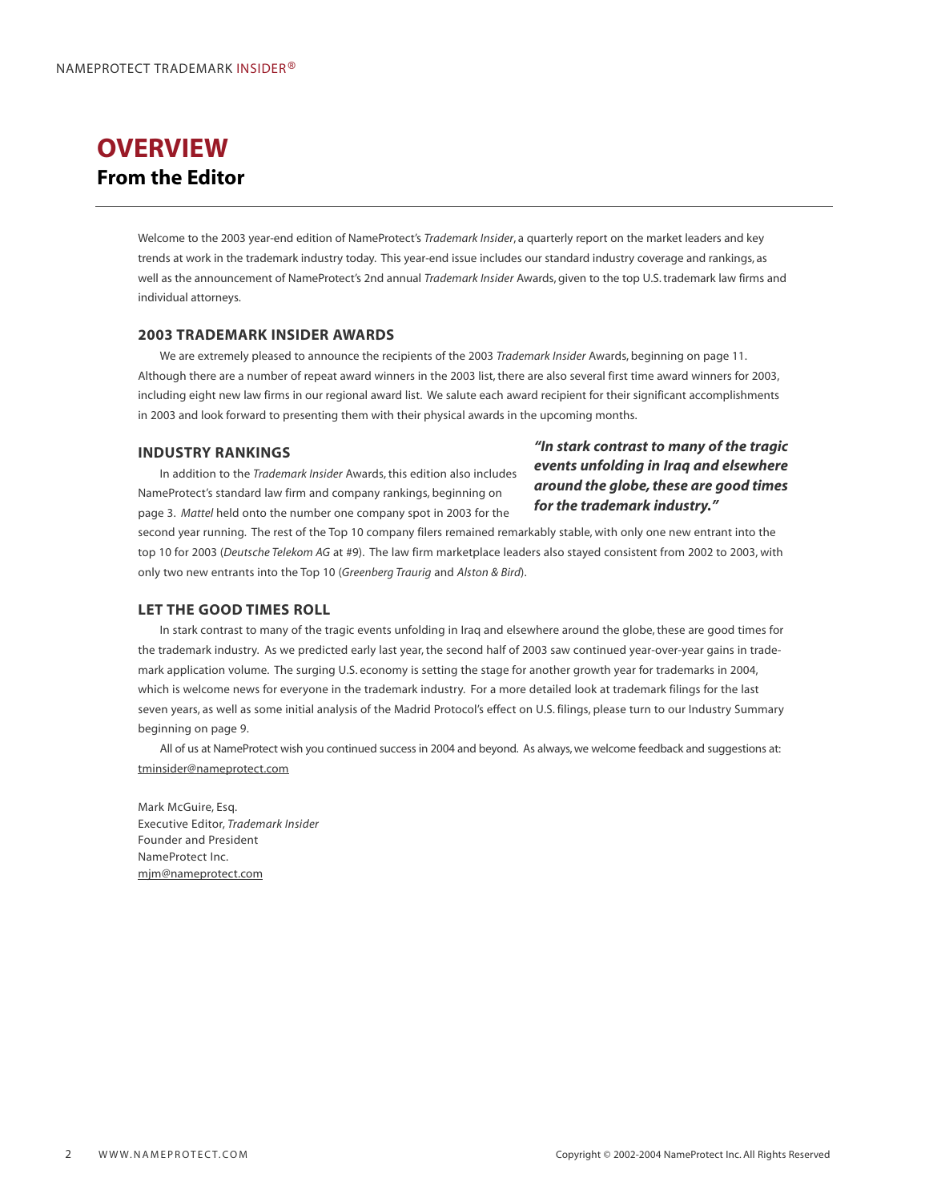# OVERVIEW

## From the Editor

Welcome to the 2003 year-end edition of NameProtect's *Trademark Insider*, a quarterly report on the market leaders and key trends at work in the trademark industry today. This year-end issue includes our standard industry coverage and rankings, as well as the announcement of NameProtect's 2nd annual *Trademark Insider* Awards, given to the top U.S. trademark law firms and individual attorneys.

### 2003 TRADEMARK INSIDER AWARDS

We are extremely pleased to announce the recipients of the 2003 *Trademark Insider* Awards, beginning on page 11. Although there are a number of repeat award winners in the 2003 list, there are also several first time award winners for 2003, including eight new law firms in our regional award list. We salute each award recipient for their significant accomplishments in 2003 and look forward to presenting them with their physical awards in the upcoming months.

### INDUSTRY RANKINGS

In addition to the *Trademark Insider* Awards, this edition also includes NameProtect's standard law firm and company rankings, beginning on page 3. *Mattel* held onto the number one company spot in 2003 for the second year running. The rest of the Top 10 company filers remained remarkably stable, with only one new entrant into the top 10 for 2003 (*Deutsche Telekom AG* at #9). The law firm marketplace leaders also stayed consistent from 2002 to 2003, with only two new entrants into the Top 10 (*Greenberg Traurig* and *Alston & Bird*).

***"In stark contrast to many of the tragic events unfolding in Iraq and elsewhere around the globe, these are good times for the trademark industry."***

### LET THE GOOD TIMES ROLL

In stark contrast to many of the tragic events unfolding in Iraq and elsewhere around the globe, these are good times for the trademark industry. As we predicted early last year, the second half of 2003 saw continued year-over-year gains in trademark application volume. The surging U.S. economy is setting the stage for another growth year for trademarks in 2004, which is welcome news for everyone in the trademark industry. For a more detailed look at trademark filings for the last seven years, as well as some initial analysis of the Madrid Protocol's effect on U.S. filings, please turn to our Industry Summary beginning on page 9.

All of us at NameProtect wish you continued success in 2004 and beyond. As always, we welcome feedback and suggestions at: tminsider@nameprotect.com

Mark McGuire, Esq.
Executive Editor, *Trademark Insider*
Founder and President
NameProtect Inc.
mjm@nameprotect.com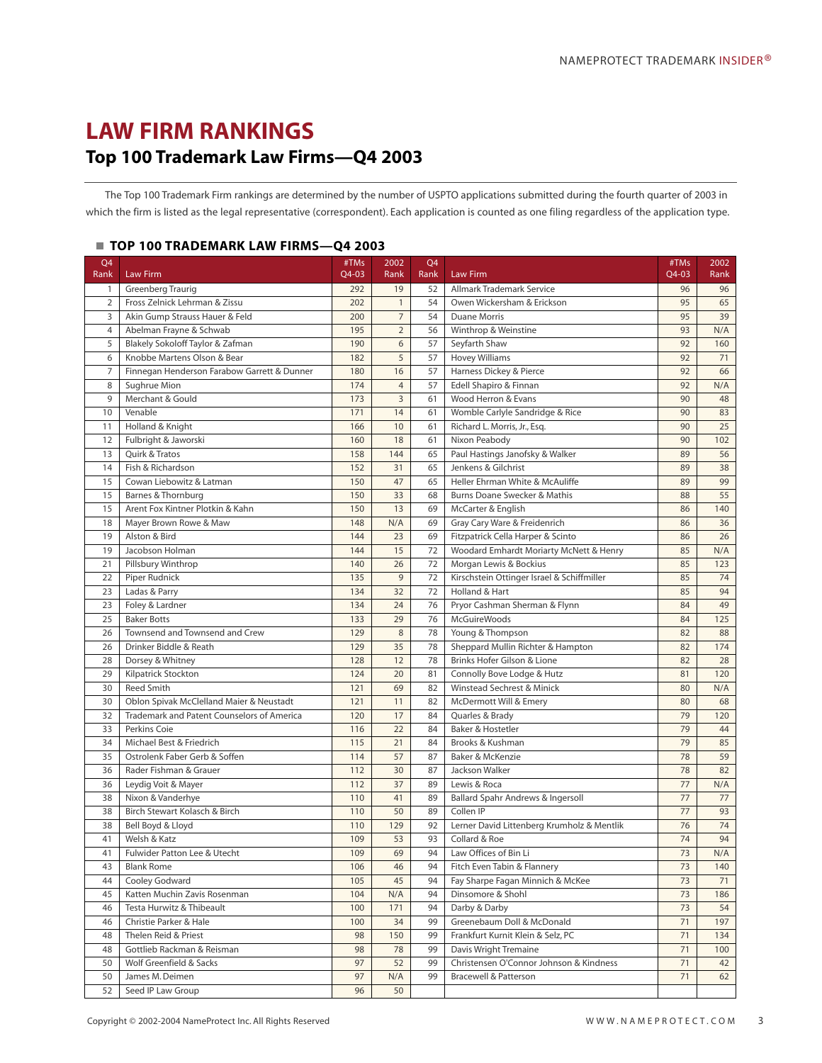# LAW FIRM RANKINGS

## Top 100 Trademark Law Firms—Q4 2003

The Top 100 Trademark Firm rankings are determined by the number of USPTO applications submitted during the fourth quarter of 2003 in which the firm is listed as the legal representative (correspondent). Each application is counted as one filing regardless of the application type.

### TOP 100 TRADEMARK LAW FIRMS—Q4 2003

| Q4 Rank | Law Firm | #TMs Q4-03 | 2002 Rank | Q4 Rank | Law Firm | #TMs Q4-03 | 2002 Rank |
|---|---|---|---|---|---|---|---|
| 1 | Greenberg Traurig | 292 | 19 | 52 | Allmark Trademark Service | 96 | 96 |
| 2 | Fross Zelnick Lehrman & Zissu | 202 | 1 | 54 | Owen Wickersham & Erickson | 95 | 65 |
| 3 | Akin Gump Strauss Hauer & Feld | 200 | 7 | 54 | Duane Morris | 95 | 39 |
| 4 | Abelman Frayne & Schwab | 195 | 2 | 56 | Winthrop & Weinstine | 93 | N/A |
| 5 | Blakely Sokoloff Taylor & Zafman | 190 | 6 | 57 | Seyfarth Shaw | 92 | 160 |
| 6 | Knobbe Martens Olson & Bear | 182 | 5 | 57 | Hovey Williams | 92 | 71 |
| 7 | Finnegan Henderson Farabow Garrett & Dunner | 180 | 16 | 57 | Harness Dickey & Pierce | 92 | 66 |
| 8 | Sughrue Mion | 174 | 4 | 57 | Edell Shapiro & Finnan | 92 | N/A |
| 9 | Merchant & Gould | 173 | 3 | 61 | Wood Herron & Evans | 90 | 48 |
| 10 | Venable | 171 | 14 | 61 | Womble Carlyle Sandridge & Rice | 90 | 83 |
| 11 | Holland & Knight | 166 | 10 | 61 | Richard L. Morris, Jr., Esq. | 90 | 25 |
| 12 | Fulbright & Jaworski | 160 | 18 | 61 | Nixon Peabody | 90 | 102 |
| 13 | Quirk & Tratos | 158 | 144 | 65 | Paul Hastings Janofsky & Walker | 89 | 56 |
| 14 | Fish & Richardson | 152 | 31 | 65 | Jenkens & Gilchrist | 89 | 38 |
| 15 | Cowan Liebowitz & Latman | 150 | 47 | 65 | Heller Ehrman White & McAuliffe | 89 | 99 |
| 15 | Barnes & Thornburg | 150 | 33 | 68 | Burns Doane Swecker & Mathis | 88 | 55 |
| 15 | Arent Fox Kintner Plotkin & Kahn | 150 | 13 | 69 | McCarter & English | 86 | 140 |
| 18 | Mayer Brown Rowe & Maw | 148 | N/A | 69 | Gray Cary Ware & Freidenrich | 86 | 36 |
| 19 | Alston & Bird | 144 | 23 | 69 | Fitzpatrick Cella Harper & Scinto | 86 | 26 |
| 19 | Jacobson Holman | 144 | 15 | 72 | Woodard Emhardt Moriarty McNett & Henry | 85 | N/A |
| 21 | Pillsbury Winthrop | 140 | 26 | 72 | Morgan Lewis & Bockius | 85 | 123 |
| 22 | Piper Rudnick | 135 | 9 | 72 | Kirschstein Ottinger Israel & Schiffmiller | 85 | 74 |
| 23 | Ladas & Parry | 134 | 32 | 72 | Holland & Hart | 85 | 94 |
| 23 | Foley & Lardner | 134 | 24 | 76 | Pryor Cashman Sherman & Flynn | 84 | 49 |
| 25 | Baker Botts | 133 | 29 | 76 | McGuireWoods | 84 | 125 |
| 26 | Townsend and Townsend and Crew | 129 | 8 | 78 | Young & Thompson | 82 | 88 |
| 26 | Drinker Biddle & Reath | 129 | 35 | 78 | Sheppard Mullin Richter & Hampton | 82 | 174 |
| 28 | Dorsey & Whitney | 128 | 12 | 78 | Brinks Hofer Gilson & Lione | 82 | 28 |
| 29 | Kilpatrick Stockton | 124 | 20 | 81 | Connolly Bove Lodge & Hutz | 81 | 120 |
| 30 | Reed Smith | 121 | 69 | 82 | Winstead Sechrest & Minick | 80 | N/A |
| 30 | Oblon Spivak McClelland Maier & Neustadt | 121 | 11 | 82 | McDermott Will & Emery | 80 | 68 |
| 32 | Trademark and Patent Counselors of America | 120 | 17 | 84 | Quarles & Brady | 79 | 120 |
| 33 | Perkins Coie | 116 | 22 | 84 | Baker & Hostetler | 79 | 44 |
| 34 | Michael Best & Friedrich | 115 | 21 | 84 | Brooks & Kushman | 79 | 85 |
| 35 | Ostrolenk Faber Gerb & Soffen | 114 | 57 | 87 | Baker & McKenzie | 78 | 59 |
| 36 | Rader Fishman & Grauer | 112 | 30 | 87 | Jackson Walker | 78 | 82 |
| 36 | Leydig Voit & Mayer | 112 | 37 | 89 | Lewis & Roca | 77 | N/A |
| 38 | Nixon & Vanderhye | 110 | 41 | 89 | Ballard Spahr Andrews & Ingersoll | 77 | 77 |
| 38 | Birch Stewart Kolasch & Birch | 110 | 50 | 89 | Collen IP | 77 | 93 |
| 38 | Bell Boyd & Lloyd | 110 | 129 | 92 | Lerner David Littenberg Krumholz & Mentlik | 76 | 74 |
| 41 | Welsh & Katz | 109 | 53 | 93 | Collard & Roe | 74 | 94 |
| 41 | Fulwider Patton Lee & Utecht | 109 | 69 | 94 | Law Offices of Bin Li | 73 | N/A |
| 43 | Blank Rome | 106 | 46 | 94 | Fitch Even Tabin & Flannery | 73 | 140 |
| 44 | Cooley Godward | 105 | 45 | 94 | Fay Sharpe Fagan Minnich & McKee | 73 | 71 |
| 45 | Katten Muchin Zavis Rosenman | 104 | N/A | 94 | Dinsmore & Shohl | 73 | 186 |
| 46 | Testa Hurwitz & Thibeault | 100 | 171 | 94 | Darby & Darby | 73 | 54 |
| 46 | Christie Parker & Hale | 100 | 34 | 99 | Greenebaum Doll & McDonald | 71 | 197 |
| 48 | Thelen Reid & Priest | 98 | 150 | 99 | Frankfurt Kurnit Klein & Selz, PC | 71 | 134 |
| 48 | Gottlieb Rackman & Reisman | 98 | 78 | 99 | Davis Wright Tremaine | 71 | 100 |
| 50 | Wolf Greenfield & Sacks | 97 | 52 | 99 | Christensen O'Connor Johnson & Kindness | 71 | 42 |
| 50 | James M. Deimen | 97 | N/A | 99 | Bracewell & Patterson | 71 | 62 |
| 52 | Seed IP Law Group | 96 | 50 | | | | |

Copyright © 2002-2004 NameProtect Inc. All Rights Reserved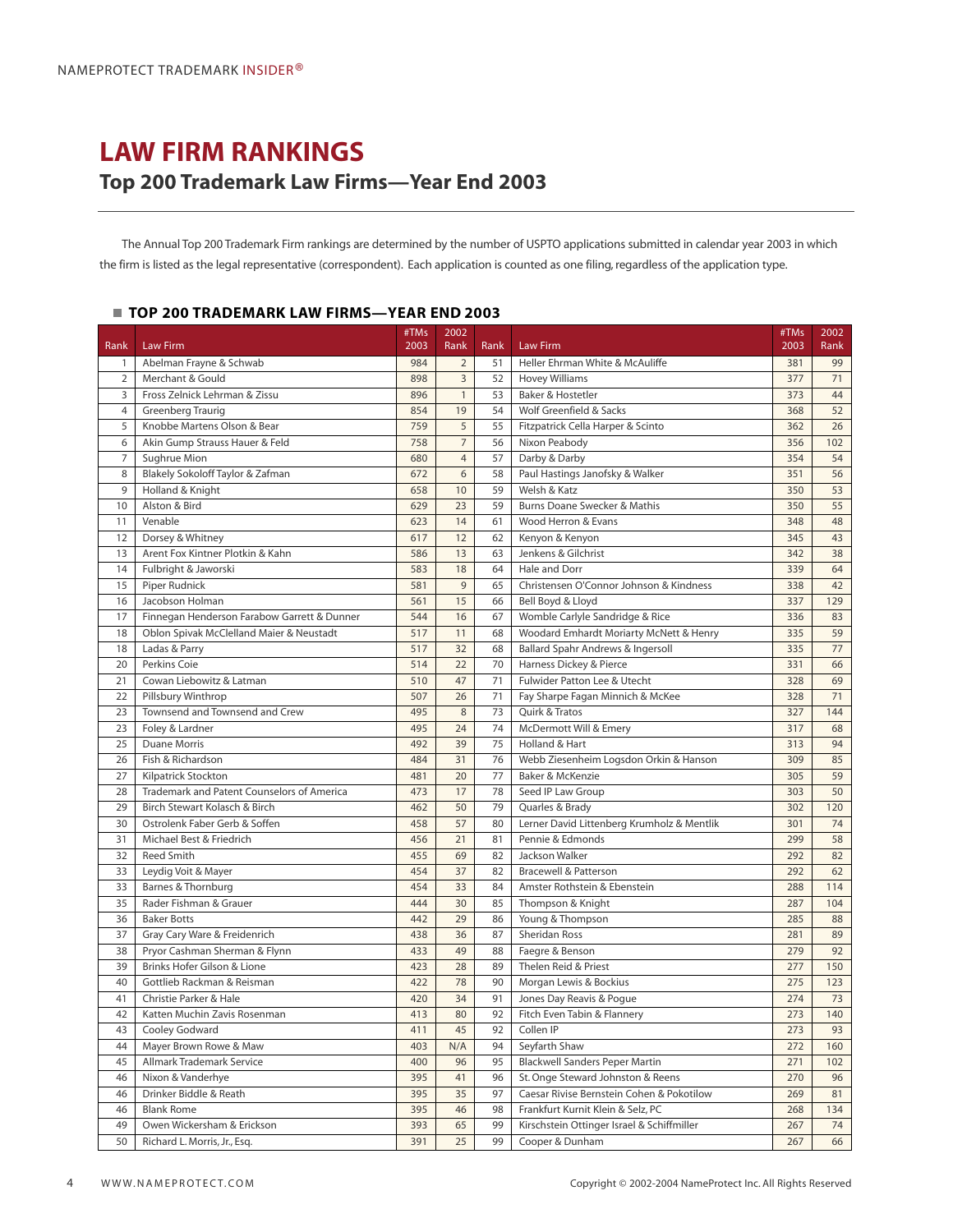# LAW FIRM RANKINGS

## Top 200 Trademark Law Firms—Year End 2003

The Annual Top 200 Trademark Firm rankings are determined by the number of USPTO applications submitted in calendar year 2003 in which the firm is listed as the legal representative (correspondent). Each application is counted as one filing, regardless of the application type.

### TOP 200 TRADEMARK LAW FIRMS—YEAR END 2003

| Rank | Law Firm | #TMs 2003 | 2002 Rank | Rank | Law Firm | #TMs 2003 | 2002 Rank |
|---|---|---|---|---|---|---|---|
| 1 | Abelman Frayne & Schwab | 984 | 2 | 51 | Heller Ehrman White & McAuliffe | 381 | 99 |
| 2 | Merchant & Gould | 898 | 3 | 52 | Hovey Williams | 377 | 71 |
| 3 | Fross Zelnick Lehrman & Zissu | 896 | 1 | 53 | Baker & Hostetler | 373 | 44 |
| 4 | Greenberg Traurig | 854 | 19 | 54 | Wolf Greenfield & Sacks | 368 | 52 |
| 5 | Knobbe Martens Olson & Bear | 759 | 5 | 55 | Fitzpatrick Cella Harper & Scinto | 362 | 26 |
| 6 | Akin Gump Strauss Hauer & Feld | 758 | 7 | 56 | Nixon Peabody | 356 | 102 |
| 7 | Sughrue Mion | 680 | 4 | 57 | Darby & Darby | 354 | 54 |
| 8 | Blakely Sokoloff Taylor & Zafman | 672 | 6 | 58 | Paul Hastings Janofsky & Walker | 351 | 56 |
| 9 | Holland & Knight | 658 | 10 | 59 | Welsh & Katz | 350 | 53 |
| 10 | Alston & Bird | 629 | 23 | 59 | Burns Doane Swecker & Mathis | 350 | 55 |
| 11 | Venable | 623 | 14 | 61 | Wood Herron & Evans | 348 | 48 |
| 12 | Dorsey & Whitney | 617 | 12 | 62 | Kenyon & Kenyon | 345 | 43 |
| 13 | Arent Fox Kintner Plotkin & Kahn | 586 | 13 | 63 | Jenkens & Gilchrist | 342 | 38 |
| 14 | Fulbright & Jaworski | 583 | 18 | 64 | Hale and Dorr | 339 | 64 |
| 15 | Piper Rudnick | 581 | 9 | 65 | Christensen O'Connor Johnson & Kindness | 338 | 42 |
| 16 | Jacobson Holman | 561 | 15 | 66 | Bell Boyd & Lloyd | 337 | 129 |
| 17 | Finnegan Henderson Farabow Garrett & Dunner | 544 | 16 | 67 | Womble Carlyle Sandridge & Rice | 336 | 83 |
| 18 | Oblon Spivak McClelland Maier & Neustadt | 517 | 11 | 68 | Woodard Emhardt Moriarty McNett & Henry | 335 | 59 |
| 18 | Ladas & Parry | 517 | 32 | 68 | Ballard Spahr Andrews & Ingersoll | 335 | 77 |
| 20 | Perkins Coie | 514 | 22 | 70 | Harness Dickey & Pierce | 331 | 66 |
| 21 | Cowan Liebowitz & Latman | 510 | 47 | 71 | Fulwider Patton Lee & Utecht | 328 | 69 |
| 22 | Pillsbury Winthrop | 507 | 26 | 71 | Fay Sharpe Fagan Minnich & McKee | 328 | 71 |
| 23 | Townsend and Townsend and Crew | 495 | 8 | 73 | Quirk & Tratos | 327 | 144 |
| 23 | Foley & Lardner | 495 | 24 | 74 | McDermott Will & Emery | 317 | 68 |
| 25 | Duane Morris | 492 | 39 | 75 | Holland & Hart | 313 | 94 |
| 26 | Fish & Richardson | 484 | 31 | 76 | Webb Ziesenheim Logsdon Orkin & Hanson | 309 | 85 |
| 27 | Kilpatrick Stockton | 481 | 20 | 77 | Baker & McKenzie | 305 | 59 |
| 28 | Trademark and Patent Counselors of America | 473 | 17 | 78 | Seed IP Law Group | 303 | 50 |
| 29 | Birch Stewart Kolasch & Birch | 462 | 50 | 79 | Quarles & Brady | 302 | 120 |
| 30 | Ostrolenk Faber Gerb & Soffen | 458 | 57 | 80 | Lerner David Littenberg Krumholz & Mentlik | 301 | 74 |
| 31 | Michael Best & Friedrich | 456 | 21 | 81 | Pennie & Edmonds | 299 | 58 |
| 32 | Reed Smith | 455 | 69 | 82 | Jackson Walker | 292 | 82 |
| 33 | Leydig Voit & Mayer | 454 | 37 | 82 | Bracewell & Patterson | 292 | 62 |
| 33 | Barnes & Thornburg | 454 | 33 | 84 | Amster Rothstein & Ebenstein | 288 | 114 |
| 35 | Rader Fishman & Grauer | 444 | 30 | 85 | Thompson & Knight | 287 | 104 |
| 36 | Baker Botts | 442 | 29 | 86 | Young & Thompson | 285 | 88 |
| 37 | Gray Cary Ware & Freidenrich | 438 | 36 | 87 | Sheridan Ross | 281 | 89 |
| 38 | Pryor Cashman Sherman & Flynn | 433 | 49 | 88 | Faegre & Benson | 279 | 92 |
| 39 | Brinks Hofer Gilson & Lione | 423 | 28 | 89 | Thelen Reid & Priest | 277 | 150 |
| 40 | Gottlieb Rackman & Reisman | 422 | 78 | 90 | Morgan Lewis & Bockius | 275 | 123 |
| 41 | Christie Parker & Hale | 420 | 34 | 91 | Jones Day Reavis & Pogue | 274 | 73 |
| 42 | Katten Muchin Zavis Rosenman | 413 | 80 | 92 | Fitch Even Tabin & Flannery | 273 | 140 |
| 43 | Cooley Godward | 411 | 45 | 92 | Collen IP | 273 | 93 |
| 44 | Mayer Brown Rowe & Maw | 403 | N/A | 94 | Seyfarth Shaw | 272 | 160 |
| 45 | Allmark Trademark Service | 400 | 96 | 95 | Blackwell Sanders Peper Martin | 271 | 102 |
| 46 | Nixon & Vanderhye | 395 | 41 | 96 | St. Onge Steward Johnston & Reens | 270 | 96 |
| 46 | Drinker Biddle & Reath | 395 | 35 | 97 | Caesar Rivise Bernstein Cohen & Pokotilow | 269 | 81 |
| 46 | Blank Rome | 395 | 46 | 98 | Frankfurt Kurnit Klein & Selz, PC | 268 | 134 |
| 49 | Owen Wickersham & Erickson | 393 | 65 | 99 | Kirschstein Ottinger Israel & Schiffmiller | 267 | 74 |
| 50 | Richard L. Morris, Jr., Esq. | 391 | 25 | 99 | Cooper & Dunham | 267 | 66 |

Copyright © 2002-2004 NameProtect Inc. All Rights Reserved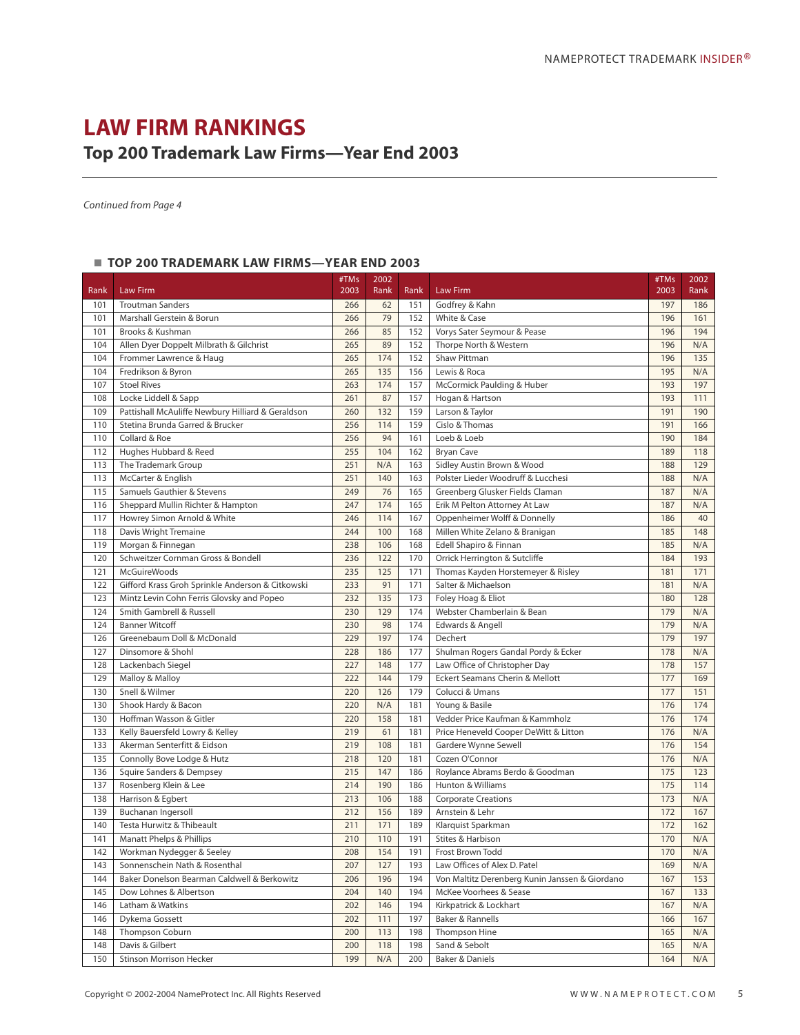# LAW FIRM RANKINGS

## Top 200 Trademark Law Firms—Year End 2003

*Continued from Page 4*

### TOP 200 TRADEMARK LAW FIRMS—YEAR END 2003

| Rank | Law Firm | #TMs 2003 | 2002 Rank | Rank | Law Firm | #TMs 2003 | 2002 Rank |
|---|---|---|---|---|---|---|---|
| 101 | Troutman Sanders | 266 | 62 | 151 | Godfrey & Kahn | 197 | 186 |
| 101 | Marshall Gerstein & Borun | 266 | 79 | 152 | White & Case | 196 | 161 |
| 101 | Brooks & Kushman | 266 | 85 | 152 | Vorys Sater Seymour & Pease | 196 | 194 |
| 104 | Allen Dyer Doppelt Milbrath & Gilchrist | 265 | 89 | 152 | Thorpe North & Western | 196 | N/A |
| 104 | Frommer Lawrence & Haug | 265 | 174 | 152 | Shaw Pittman | 196 | 135 |
| 104 | Fredrikson & Byron | 265 | 135 | 156 | Lewis & Roca | 195 | N/A |
| 107 | Stoel Rives | 263 | 174 | 157 | McCormick Paulding & Huber | 193 | 197 |
| 108 | Locke Liddell & Sapp | 261 | 87 | 157 | Hogan & Hartson | 193 | 111 |
| 109 | Pattishall McAuliffe Newbury Hilliard & Geraldson | 260 | 132 | 159 | Larson & Taylor | 191 | 190 |
| 110 | Stetina Brunda Garred & Brucker | 256 | 114 | 159 | Cislo & Thomas | 191 | 166 |
| 110 | Collard & Roe | 256 | 94 | 161 | Loeb & Loeb | 190 | 184 |
| 112 | Hughes Hubbard & Reed | 255 | 104 | 162 | Bryan Cave | 189 | 118 |
| 113 | The Trademark Group | 251 | N/A | 163 | Sidley Austin Brown & Wood | 188 | 129 |
| 113 | McCarter & English | 251 | 140 | 163 | Polster Lieder Woodruff & Lucchesi | 188 | N/A |
| 115 | Samuels Gauthier & Stevens | 249 | 76 | 165 | Greenberg Glusker Fields Claman | 187 | N/A |
| 116 | Sheppard Mullin Richter & Hampton | 247 | 174 | 165 | Erik M Pelton Attorney At Law | 187 | N/A |
| 117 | Howrey Simon Arnold & White | 246 | 114 | 167 | Oppenheimer Wolff & Donnelly | 186 | 40 |
| 118 | Davis Wright Tremaine | 244 | 100 | 168 | Millen White Zelano & Branigan | 185 | 148 |
| 119 | Morgan & Finnegan | 238 | 106 | 168 | Edell Shapiro & Finnan | 185 | N/A |
| 120 | Schweitzer Cornman Gross & Bondell | 236 | 122 | 170 | Orrick Herrington & Sutcliffe | 184 | 193 |
| 121 | McGuireWoods | 235 | 125 | 171 | Thomas Kayden Horstemeyer & Risley | 181 | 171 |
| 122 | Gifford Krass Groh Sprinkle Anderson & Citkowski | 233 | 91 | 171 | Salter & Michaelson | 181 | N/A |
| 123 | Mintz Levin Cohn Ferris Glovsky and Popeo | 232 | 135 | 173 | Foley Hoag & Eliot | 180 | 128 |
| 124 | Smith Gambrell & Russell | 230 | 129 | 174 | Webster Chamberlain & Bean | 179 | N/A |
| 124 | Banner Witcoff | 230 | 98 | 174 | Edwards & Angell | 179 | N/A |
| 126 | Greenebaum Doll & McDonald | 229 | 197 | 174 | Dechert | 179 | 197 |
| 127 | Dinsmore & Shohl | 228 | 186 | 177 | Shulman Rogers Gandal Pordy & Ecker | 178 | N/A |
| 128 | Lackenbach Siegel | 227 | 148 | 177 | Law Office of Christopher Day | 178 | 157 |
| 129 | Malloy & Malloy | 222 | 144 | 179 | Eckert Seamans Cherin & Mellott | 177 | 169 |
| 130 | Snell & Wilmer | 220 | 126 | 179 | Colucci & Umans | 177 | 151 |
| 130 | Shook Hardy & Bacon | 220 | N/A | 181 | Young & Basile | 176 | 174 |
| 130 | Hoffman Wasson & Gitler | 220 | 158 | 181 | Vedder Price Kaufman & Kammholz | 176 | 174 |
| 133 | Kelly Bauersfeld Lowry & Kelley | 219 | 61 | 181 | Price Heneveld Cooper DeWitt & Litton | 176 | N/A |
| 133 | Akerman Senterfitt & Eidson | 219 | 108 | 181 | Gardere Wynne Sewell | 176 | 154 |
| 135 | Connolly Bove Lodge & Hutz | 218 | 120 | 181 | Cozen O'Connor | 176 | N/A |
| 136 | Squire Sanders & Dempsey | 215 | 147 | 186 | Roylance Abrams Berdo & Goodman | 175 | 123 |
| 137 | Rosenberg Klein & Lee | 214 | 190 | 186 | Hunton & Williams | 175 | 114 |
| 138 | Harrison & Egbert | 213 | 106 | 188 | Corporate Creations | 173 | N/A |
| 139 | Buchanan Ingersoll | 212 | 156 | 189 | Arnstein & Lehr | 172 | 167 |
| 140 | Testa Hurwitz & Thibeault | 211 | 171 | 189 | Klarquist Sparkman | 172 | 162 |
| 141 | Manatt Phelps & Phillips | 210 | 110 | 191 | Stites & Harbison | 170 | N/A |
| 142 | Workman Nydegger & Seeley | 208 | 154 | 191 | Frost Brown Todd | 170 | N/A |
| 143 | Sonnenschein Nath & Rosenthal | 207 | 127 | 193 | Law Offices of Alex D. Patel | 169 | N/A |
| 144 | Baker Donelson Bearman Caldwell & Berkowitz | 206 | 196 | 194 | Von Maltitz Derenberg Kunin Janssen & Giordano | 167 | 153 |
| 145 | Dow Lohnes & Albertson | 204 | 140 | 194 | McKee Voorhees & Sease | 167 | 133 |
| 146 | Latham & Watkins | 202 | 146 | 194 | Kirkpatrick & Lockhart | 167 | N/A |
| 146 | Dykema Gossett | 202 | 111 | 197 | Baker & Rannells | 166 | 167 |
| 148 | Thompson Coburn | 200 | 113 | 198 | Thompson Hine | 165 | N/A |
| 148 | Davis & Gilbert | 200 | 118 | 198 | Sand & Sebolt | 165 | N/A |
| 150 | Stinson Morrison Hecker | 199 | N/A | 200 | Baker & Daniels | 164 | N/A |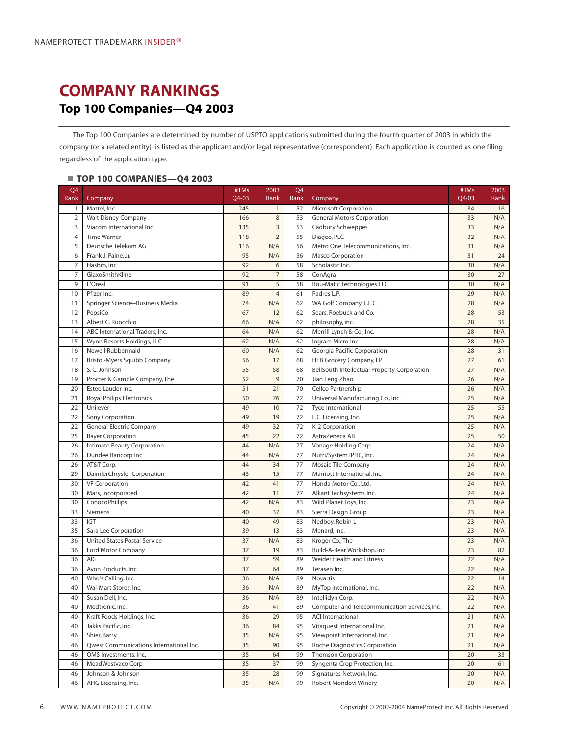# COMPANY RANKINGS

## Top 100 Companies—Q4 2003

The Top 100 Companies are determined by number of USPTO applications submitted during the fourth quarter of 2003 in which the company (or a related entity) is listed as the applicant and/or legal representative (correspondent). Each application is counted as one filing regardless of the application type.

### TOP 100 COMPANIES—Q4 2003

| Q4 Rank | Company | #TMs Q4-03 | 2003 Rank | Q4 Rank | Company | #TMs Q4-03 | 2003 Rank |
|---|---|---|---|---|---|---|---|
| 1 | Mattel, Inc. | 245 | 1 | 52 | Microsoft Corporation | 34 | 16 |
| 2 | Walt Disney Company | 166 | 8 | 53 | General Motors Corporation | 33 | N/A |
| 3 | Viacom International Inc. | 135 | 3 | 53 | Cadbury Schweppes | 33 | N/A |
| 4 | Time Warner | 118 | 2 | 55 | Diageo, PLC | 32 | N/A |
| 5 | Deutsche Telekom AG | 116 | N/A | 56 | Metro One Telecommunications, Inc. | 31 | N/A |
| 6 | Frank J. Paine, Jr. | 95 | N/A | 56 | Masco Corporation | 31 | 24 |
| 7 | Hasbro, Inc. | 92 | 6 | 58 | Scholastic Inc. | 30 | N/A |
| 7 | GlaxoSmithKline | 92 | 7 | 58 | ConAgra | 30 | 27 |
| 9 | L'Oreal | 91 | 5 | 58 | Bou-Matic Technologies LLC | 30 | N/A |
| 10 | Pfizer Inc. | 89 | 4 | 61 | Padres L.P. | 29 | N/A |
| 11 | Springer Science+Business Media | 74 | N/A | 62 | WA Golf Company, L.L.C. | 28 | N/A |
| 12 | PepsiCo | 67 | 12 | 62 | Sears, Roebuck and Co. | 28 | 53 |
| 13 | Albert C. Ruocchio | 66 | N/A | 62 | philosophy, inc. | 28 | 35 |
| 14 | ABC International Traders, Inc. | 64 | N/A | 62 | Merrill Lynch & Co., Inc. | 28 | N/A |
| 15 | Wynn Resorts Holdings, LLC | 62 | N/A | 62 | Ingram Micro Inc. | 28 | N/A |
| 16 | Newell Rubbermaid | 60 | N/A | 62 | Georgia-Pacific Corporation | 28 | 31 |
| 17 | Bristol-Myers Squibb Company | 56 | 17 | 68 | HEB Grocery Company, LP | 27 | 61 |
| 18 | S. C. Johnson | 55 | 58 | 68 | BellSouth Intellectual Property Corporation | 27 | N/A |
| 19 | Procter & Gamble Company, The | 52 | 9 | 70 | Jian Feng Zhao | 26 | N/A |
| 20 | Estee Lauder Inc. | 51 | 21 | 70 | Cellco Partnership | 26 | N/A |
| 21 | Royal Philips Electronics | 50 | 76 | 72 | Universal Manufacturing Co., Inc. | 25 | N/A |
| 22 | Unilever | 49 | 10 | 72 | Tyco International | 25 | 55 |
| 22 | Sony Corporation | 49 | 19 | 72 | L.C. Licensing, Inc. | 25 | N/A |
| 22 | General Electric Company | 49 | 32 | 72 | K-2 Corporation | 25 | N/A |
| 25 | Bayer Corporation | 45 | 22 | 72 | AstraZeneca AB | 25 | 50 |
| 26 | Intimate Beauty Corporation | 44 | N/A | 77 | Vonage Holding Corp. | 24 | N/A |
| 26 | Dundee Bancorp Inc. | 44 | N/A | 77 | Nutri/System IPHC, Inc. | 24 | N/A |
| 26 | AT&T Corp. | 44 | 34 | 77 | Mosaic Tile Company | 24 | N/A |
| 29 | DaimlerChrysler Corporation | 43 | 15 | 77 | Marriott International, Inc. | 24 | N/A |
| 30 | VF Corporation | 42 | 41 | 77 | Honda Motor Co., Ltd. | 24 | N/A |
| 30 | Mars, Incorporated | 42 | 11 | 77 | Alliant Techsystems Inc. | 24 | N/A |
| 30 | ConocoPhillips | 42 | N/A | 83 | Wild Planet Toys, Inc. | 23 | N/A |
| 33 | Siemens | 40 | 37 | 83 | Sierra Design Group | 23 | N/A |
| 33 | IGT | 40 | 49 | 83 | Nedboy, Robin L | 23 | N/A |
| 35 | Sara Lee Corporation | 39 | 13 | 83 | Menard, Inc. | 23 | N/A |
| 36 | United States Postal Service | 37 | N/A | 83 | Kroger Co., The | 23 | N/A |
| 36 | Ford Motor Company | 37 | 19 | 83 | Build-A-Bear Workshop, Inc. | 23 | 82 |
| 36 | AIG | 37 | 59 | 89 | Weider Health and Fitness | 22 | N/A |
| 36 | Avon Products, Inc. | 37 | 64 | 89 | Terasen Inc. | 22 | N/A |
| 40 | Who's Calling, Inc. | 36 | N/A | 89 | Novartis | 22 | 14 |
| 40 | Wal-Mart Stores, Inc. | 36 | N/A | 89 | MyTop International, Inc. | 22 | N/A |
| 40 | Susan Dell, Inc. | 36 | N/A | 89 | Intellidyn Corp. | 22 | N/A |
| 40 | Medtronic, Inc. | 36 | 41 | 89 | Computer and Telecommunication Services,Inc. | 22 | N/A |
| 40 | Kraft Foods Holdings, Inc. | 36 | 29 | 95 | ACI International | 21 | N/A |
| 40 | Jakks Pacific, Inc. | 36 | 84 | 95 | Vitaquest International Inc. | 21 | N/A |
| 46 | Shier, Barry | 35 | N/A | 95 | Viewpoint International, Inc. | 21 | N/A |
| 46 | Qwest Communications International Inc. | 35 | 90 | 95 | Roche Diagnostics Corporation | 21 | N/A |
| 46 | OMS Investments, Inc. | 35 | 64 | 99 | Thomson Corporation | 20 | 33 |
| 46 | MeadWestvaco Corp | 35 | 37 | 99 | Syngenta Crop Protection, Inc. | 20 | 61 |
| 46 | Johnson & Johnson | 35 | 28 | 99 | Signatures Network, Inc. | 20 | N/A |
| 46 | AHG Licensing, Inc. | 35 | N/A | 99 | Robert Mondovi Winery | 20 | N/A |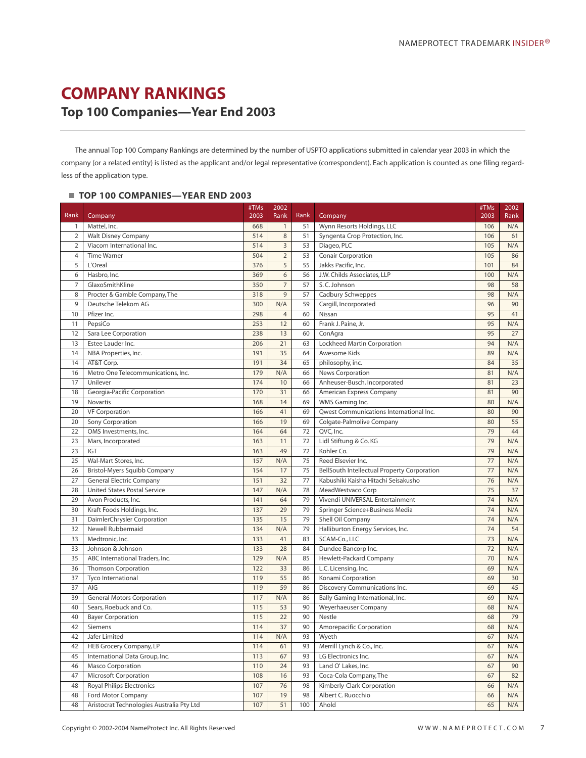# COMPANY RANKINGS

## Top 100 Companies—Year End 2003

The annual Top 100 Company Rankings are determined by the number of USPTO applications submitted in calendar year 2003 in which the company (or a related entity) is listed as the applicant and/or legal representative (correspondent). Each application is counted as one filing regardless of the application type.

### TOP 100 COMPANIES—YEAR END 2003

| Rank | Company | #TMs 2003 | 2002 Rank | Rank | Company | #TMs 2003 | 2002 Rank |
|---|---|---|---|---|---|---|---|
| 1 | Mattel, Inc. | 668 | 1 | 51 | Wynn Resorts Holdings, LLC | 106 | N/A |
| 2 | Walt Disney Company | 514 | 8 | 51 | Syngenta Crop Protection, Inc. | 106 | 61 |
| 2 | Viacom International Inc. | 514 | 3 | 53 | Diageo, PLC | 105 | N/A |
| 4 | Time Warner | 504 | 2 | 53 | Conair Corporation | 105 | 86 |
| 5 | L'Oreal | 376 | 5 | 55 | Jakks Pacific, Inc. | 101 | 84 |
| 6 | Hasbro, Inc. | 369 | 6 | 56 | J.W. Childs Associates, LLP | 100 | N/A |
| 7 | GlaxoSmithKline | 350 | 7 | 57 | S. C. Johnson | 98 | 58 |
| 8 | Procter & Gamble Company, The | 318 | 9 | 57 | Cadbury Schweppes | 98 | N/A |
| 9 | Deutsche Telekom AG | 300 | N/A | 59 | Cargill, Incorporated | 96 | 90 |
| 10 | Pfizer Inc. | 298 | 4 | 60 | Nissan | 95 | 41 |
| 11 | PepsiCo | 253 | 12 | 60 | Frank J. Paine, Jr. | 95 | N/A |
| 12 | Sara Lee Corporation | 238 | 13 | 60 | ConAgra | 95 | 27 |
| 13 | Estee Lauder Inc. | 206 | 21 | 63 | Lockheed Martin Corporation | 94 | N/A |
| 14 | NBA Properties, Inc. | 191 | 35 | 64 | Awesome Kids | 89 | N/A |
| 14 | AT&T Corp. | 191 | 34 | 65 | philosophy, inc. | 84 | 35 |
| 16 | Metro One Telecommunications, Inc. | 179 | N/A | 66 | News Corporation | 81 | N/A |
| 17 | Unilever | 174 | 10 | 66 | Anheuser-Busch, Incorporated | 81 | 23 |
| 18 | Georgia-Pacific Corporation | 170 | 31 | 66 | American Express Company | 81 | 90 |
| 19 | Novartis | 168 | 14 | 69 | WMS Gaming Inc. | 80 | N/A |
| 20 | VF Corporation | 166 | 41 | 69 | Qwest Communications International Inc. | 80 | 90 |
| 20 | Sony Corporation | 166 | 19 | 69 | Colgate-Palmolive Company | 80 | 55 |
| 22 | OMS Investments, Inc. | 164 | 64 | 72 | QVC, Inc. | 79 | 44 |
| 23 | Mars, Incorporated | 163 | 11 | 72 | Lidl Stiftung & Co. KG | 79 | N/A |
| 23 | IGT | 163 | 49 | 72 | Kohler Co. | 79 | N/A |
| 25 | Wal-Mart Stores, Inc. | 157 | N/A | 75 | Reed Elsevier Inc. | 77 | N/A |
| 26 | Bristol-Myers Squibb Company | 154 | 17 | 75 | BellSouth Intellectual Property Corporation | 77 | N/A |
| 27 | General Electric Company | 151 | 32 | 77 | Kabushiki Kaisha Hitachi Seisakusho | 76 | N/A |
| 28 | United States Postal Service | 147 | N/A | 78 | MeadWestvaco Corp | 75 | 37 |
| 29 | Avon Products, Inc. | 141 | 64 | 79 | Vivendi UNIVERSAL Entertainment | 74 | N/A |
| 30 | Kraft Foods Holdings, Inc. | 137 | 29 | 79 | Springer Science+Business Media | 74 | N/A |
| 31 | DaimlerChrysler Corporation | 135 | 15 | 79 | Shell Oil Company | 74 | N/A |
| 32 | Newell Rubbermaid | 134 | N/A | 79 | Halliburton Energy Services, Inc. | 74 | 54 |
| 33 | Medtronic, Inc. | 133 | 41 | 83 | SCAM-Co., LLC | 73 | N/A |
| 33 | Johnson & Johnson | 133 | 28 | 84 | Dundee Bancorp Inc. | 72 | N/A |
| 35 | ABC International Traders, Inc. | 129 | N/A | 85 | Hewlett-Packard Company | 70 | N/A |
| 36 | Thomson Corporation | 122 | 33 | 86 | L.C. Licensing, Inc. | 69 | N/A |
| 37 | Tyco International | 119 | 55 | 86 | Konami Corporation | 69 | 30 |
| 37 | AIG | 119 | 59 | 86 | Discovery Communications Inc. | 69 | 45 |
| 39 | General Motors Corporation | 117 | N/A | 86 | Bally Gaming International, Inc. | 69 | N/A |
| 40 | Sears, Roebuck and Co. | 115 | 53 | 90 | Weyerhaeuser Company | 68 | N/A |
| 40 | Bayer Corporation | 115 | 22 | 90 | Nestle | 68 | 79 |
| 42 | Siemens | 114 | 37 | 90 | Amorepacific Corporation | 68 | N/A |
| 42 | Jafer Limited | 114 | N/A | 93 | Wyeth | 67 | N/A |
| 42 | HEB Grocery Company, LP | 114 | 61 | 93 | Merrill Lynch & Co., Inc. | 67 | N/A |
| 45 | International Data Group, Inc. | 113 | 67 | 93 | LG Electronics Inc. | 67 | N/A |
| 46 | Masco Corporation | 110 | 24 | 93 | Land O' Lakes, Inc. | 67 | 90 |
| 47 | Microsoft Corporation | 108 | 16 | 93 | Coca-Cola Company, The | 67 | 82 |
| 48 | Royal Philips Electronics | 107 | 76 | 98 | Kimberly-Clark Corporation | 66 | N/A |
| 48 | Ford Motor Company | 107 | 19 | 98 | Albert C. Ruocchio | 66 | N/A |
| 48 | Aristocrat Technologies Australia Pty Ltd | 107 | 51 | 100 | Ahold | 65 | N/A |

Copyright © 2002-2004 NameProtect Inc. All Rights Reserved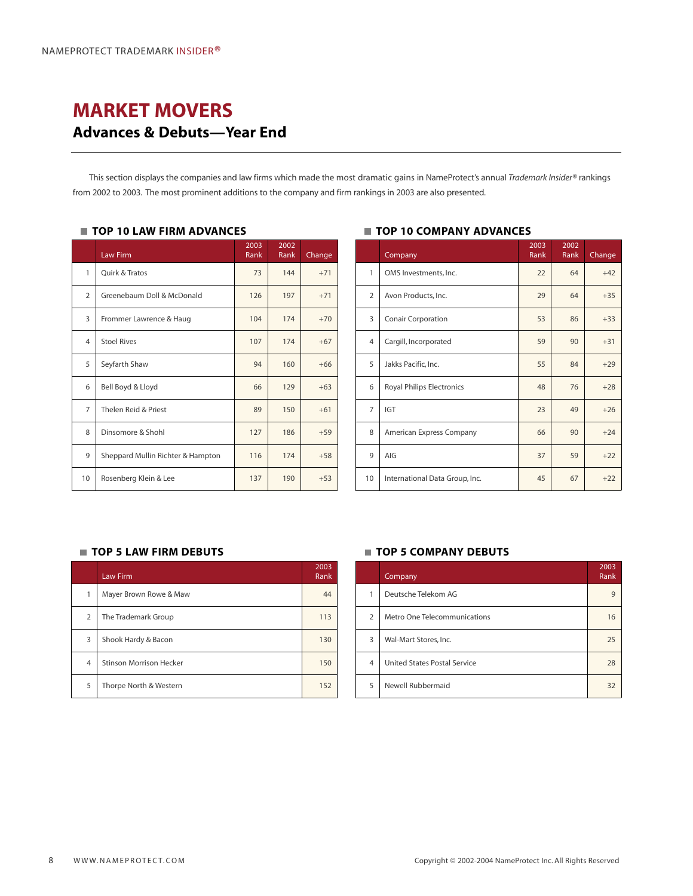# MARKET MOVERS

## Advances & Debuts—Year End

This section displays the companies and law firms which made the most dramatic gains in NameProtect's annual *Trademark Insider®* rankings from 2002 to 2003. The most prominent additions to the company and firm rankings in 2003 are also presented.

### TOP 10 LAW FIRM ADVANCES

| | Law Firm | 2003 Rank | 2002 Rank | Change |
|---|---|---|---|---|
| 1 | Quirk & Tratos | 73 | 144 | +71 |
| 2 | Greenebaum Doll & McDonald | 126 | 197 | +71 |
| 3 | Frommer Lawrence & Haug | 104 | 174 | +70 |
| 4 | Stoel Rives | 107 | 174 | +67 |
| 5 | Seyfarth Shaw | 94 | 160 | +66 |
| 6 | Bell Boyd & Lloyd | 66 | 129 | +63 |
| 7 | Thelen Reid & Priest | 89 | 150 | +61 |
| 8 | Dinsomore & Shohl | 127 | 186 | +59 |
| 9 | Sheppard Mullin Richter & Hampton | 116 | 174 | +58 |
| 10 | Rosenberg Klein & Lee | 137 | 190 | +53 |

### TOP 10 COMPANY ADVANCES

| | Company | 2003 Rank | 2002 Rank | Change |
|---|---|---|---|---|
| 1 | OMS Investments, Inc. | 22 | 64 | +42 |
| 2 | Avon Products, Inc. | 29 | 64 | +35 |
| 3 | Conair Corporation | 53 | 86 | +33 |
| 4 | Cargill, Incorporated | 59 | 90 | +31 |
| 5 | Jakks Pacific, Inc. | 55 | 84 | +29 |
| 6 | Royal Philips Electronics | 48 | 76 | +28 |
| 7 | IGT | 23 | 49 | +26 |
| 8 | American Express Company | 66 | 90 | +24 |
| 9 | AIG | 37 | 59 | +22 |
| 10 | International Data Group, Inc. | 45 | 67 | +22 |

### TOP 5 LAW FIRM DEBUTS

| | Law Firm | 2003 Rank |
|---|---|---|
| 1 | Mayer Brown Rowe & Maw | 44 |
| 2 | The Trademark Group | 113 |
| 3 | Shook Hardy & Bacon | 130 |
| 4 | Stinson Morrison Hecker | 150 |
| 5 | Thorpe North & Western | 152 |

### TOP 5 COMPANY DEBUTS

| | Company | 2003 Rank |
|---|---|---|
| 1 | Deutsche Telekom AG | 9 |
| 2 | Metro One Telecommunications | 16 |
| 3 | Wal-Mart Stores, Inc. | 25 |
| 4 | United States Postal Service | 28 |
| 5 | Newell Rubbermaid | 32 |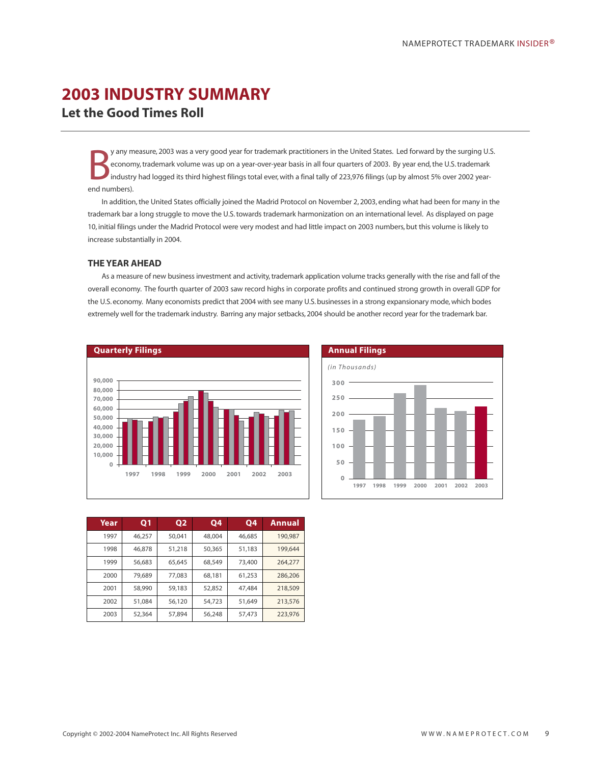# 2003 INDUSTRY SUMMARY

## Let the Good Times Roll

By any measure, 2003 was a very good year for trademark practitioners in the United States. Led forward by the surging U.S. economy, trademark volume was up on a year-over-year basis in all four quarters of 2003. By year end, the U.S. trademark industry had logged its third highest filings total ever, with a final tally of 223,976 filings (up by almost 5% over 2002 year-end numbers).

In addition, the United States officially joined the Madrid Protocol on November 2, 2003, ending what had been for many in the trademark bar a long struggle to move the U.S. towards trademark harmonization on an international level. As displayed on page 10, initial filings under the Madrid Protocol were very modest and had little impact on 2003 numbers, but this volume is likely to increase substantially in 2004.

### THE YEAR AHEAD

As a measure of new business investment and activity, trademark application volume tracks generally with the rise and fall of the overall economy. The fourth quarter of 2003 saw record highs in corporate profits and continued strong growth in overall GDP for the U.S. economy. Many economists predict that 2004 with see many U.S. businesses in a strong expansionary mode, which bodes extremely well for the trademark industry. Barring any major setbacks, 2004 should be another record year for the trademark bar.

**Quarterly Filings**

**Annual Filings**

*(in Thousands)*

| Year | Q1 | Q2 | Q4 | Q4 | Annual |
|---|---|---|---|---|---|
| 1997 | 46,257 | 50,041 | 48,004 | 46,685 | 190,987 |
| 1998 | 46,878 | 51,218 | 50,365 | 51,183 | 199,644 |
| 1999 | 56,683 | 65,645 | 68,549 | 73,400 | 264,277 |
| 2000 | 79,689 | 77,083 | 68,181 | 61,253 | 286,206 |
| 2001 | 58,990 | 59,183 | 52,852 | 47,484 | 218,509 |
| 2002 | 51,084 | 56,120 | 54,723 | 51,649 | 213,576 |
| 2003 | 52,364 | 57,894 | 56,248 | 57,473 | 223,976 |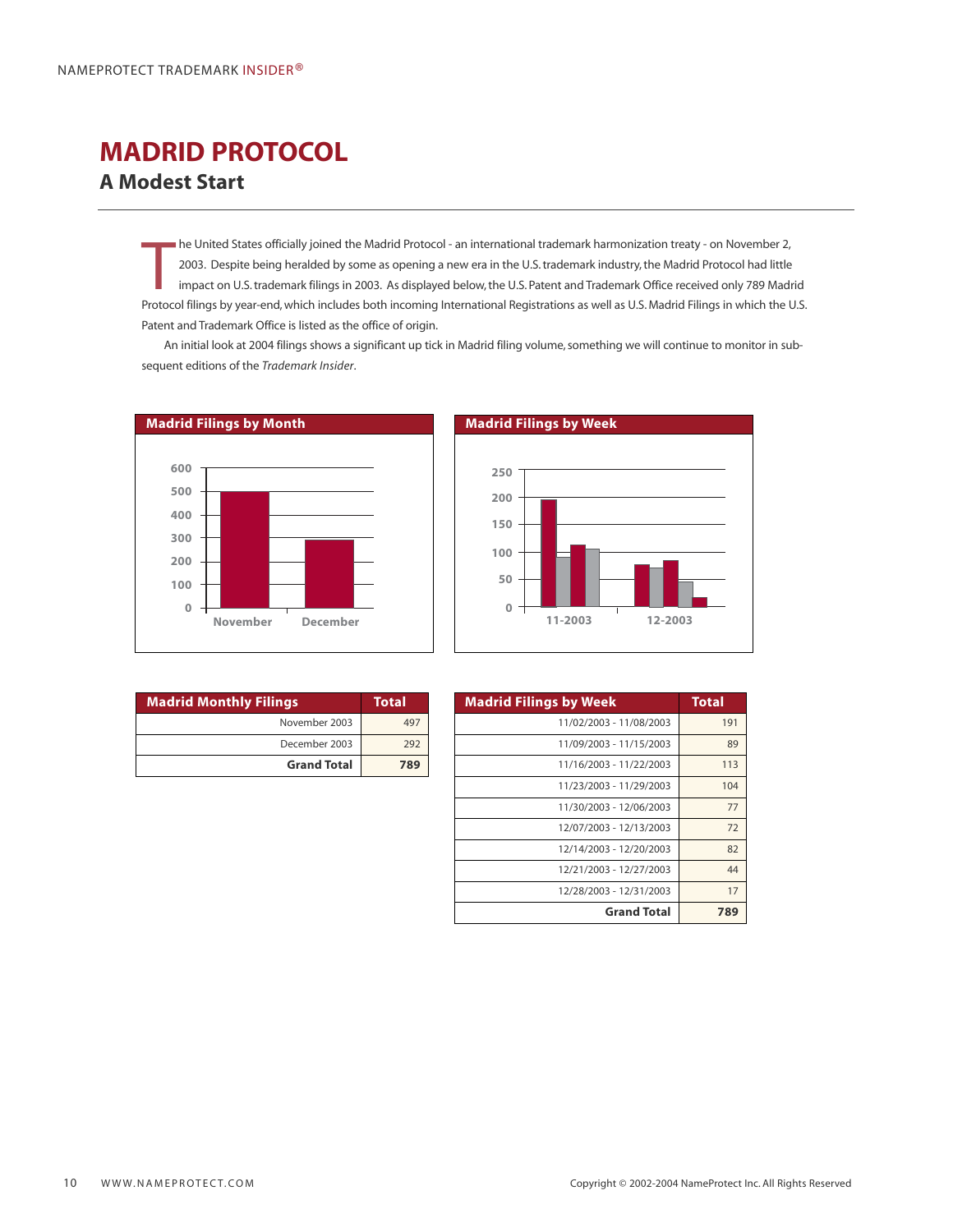# MADRID PROTOCOL

## A Modest Start

The United States officially joined the Madrid Protocol - an international trademark harmonization treaty - on November 2, 2003. Despite being heralded by some as opening a new era in the U.S. trademark industry, the Madrid Protocol had little impact on U.S. trademark filings in 2003. As displayed below, the U.S. Patent and Trademark Office received only 789 Madrid Protocol filings by year-end, which includes both incoming International Registrations as well as U.S. Madrid Filings in which the U.S. Patent and Trademark Office is listed as the office of origin.

An initial look at 2004 filings shows a significant up tick in Madrid filing volume, something we will continue to monitor in subsequent editions of the *Trademark Insider*.

**Madrid Filings by Month**

**Madrid Filings by Week**

| Madrid Monthly Filings | Total |
|---|---|
| November 2003 | 497 |
| December 2003 | 292 |
| **Grand Total** | **789** |

| Madrid Filings by Week | Total |
|---|---|
| 11/02/2003 - 11/08/2003 | 191 |
| 11/09/2003 - 11/15/2003 | 89 |
| 11/16/2003 - 11/22/2003 | 113 |
| 11/23/2003 - 11/29/2003 | 104 |
| 11/30/2003 - 12/06/2003 | 77 |
| 12/07/2003 - 12/13/2003 | 72 |
| 12/14/2003 - 12/20/2003 | 82 |
| 12/21/2003 - 12/27/2003 | 44 |
| 12/28/2003 - 12/31/2003 | 17 |
| **Grand Total** | **789** |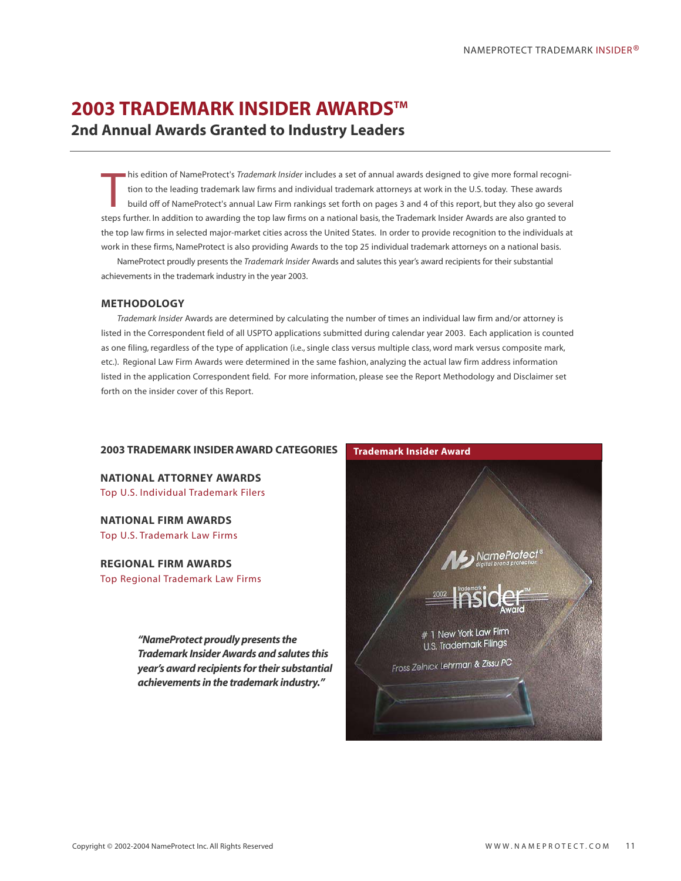# 2003 TRADEMARK INSIDER AWARDS™

## 2nd Annual Awards Granted to Industry Leaders

This edition of NameProtect's *Trademark Insider* includes a set of annual awards designed to give more formal recognition to the leading trademark law firms and individual trademark attorneys at work in the U.S. today. These awards build off of NameProtect's annual Law Firm rankings set forth on pages 3 and 4 of this report, but they also go several steps further. In addition to awarding the top law firms on a national basis, the Trademark Insider Awards are also granted to the top law firms in selected major-market cities across the United States. In order to provide recognition to the individuals at work in these firms, NameProtect is also providing Awards to the top 25 individual trademark attorneys on a national basis.

NameProtect proudly presents the *Trademark Insider* Awards and salutes this year's award recipients for their substantial achievements in the trademark industry in the year 2003.

### METHODOLOGY

*Trademark Insider* Awards are determined by calculating the number of times an individual law firm and/or attorney is listed in the Correspondent field of all USPTO applications submitted during calendar year 2003. Each application is counted as one filing, regardless of the type of application (i.e., single class versus multiple class, word mark versus composite mark, etc.). Regional Law Firm Awards were determined in the same fashion, analyzing the actual law firm address information listed in the application Correspondent field. For more information, please see the Report Methodology and Disclaimer set forth on the insider cover of this Report.

### 2003 TRADEMARK INSIDER AWARD CATEGORIES

**NATIONAL ATTORNEY AWARDS**
Top U.S. Individual Trademark Filers

**NATIONAL FIRM AWARDS**
Top U.S. Trademark Law Firms

**REGIONAL FIRM AWARDS**
Top Regional Trademark Law Firms

***"NameProtect proudly presents the Trademark Insider Awards and salutes this year's award recipients for their substantial achievements in the trademark industry."***

**Trademark Insider Award**

NameProtect® digital brand protection
2002 Trademark Insider™ Award
# 1 New York Law Firm
U.S. Trademark Filings
Fross Zelnick Lehrman & Zissu PC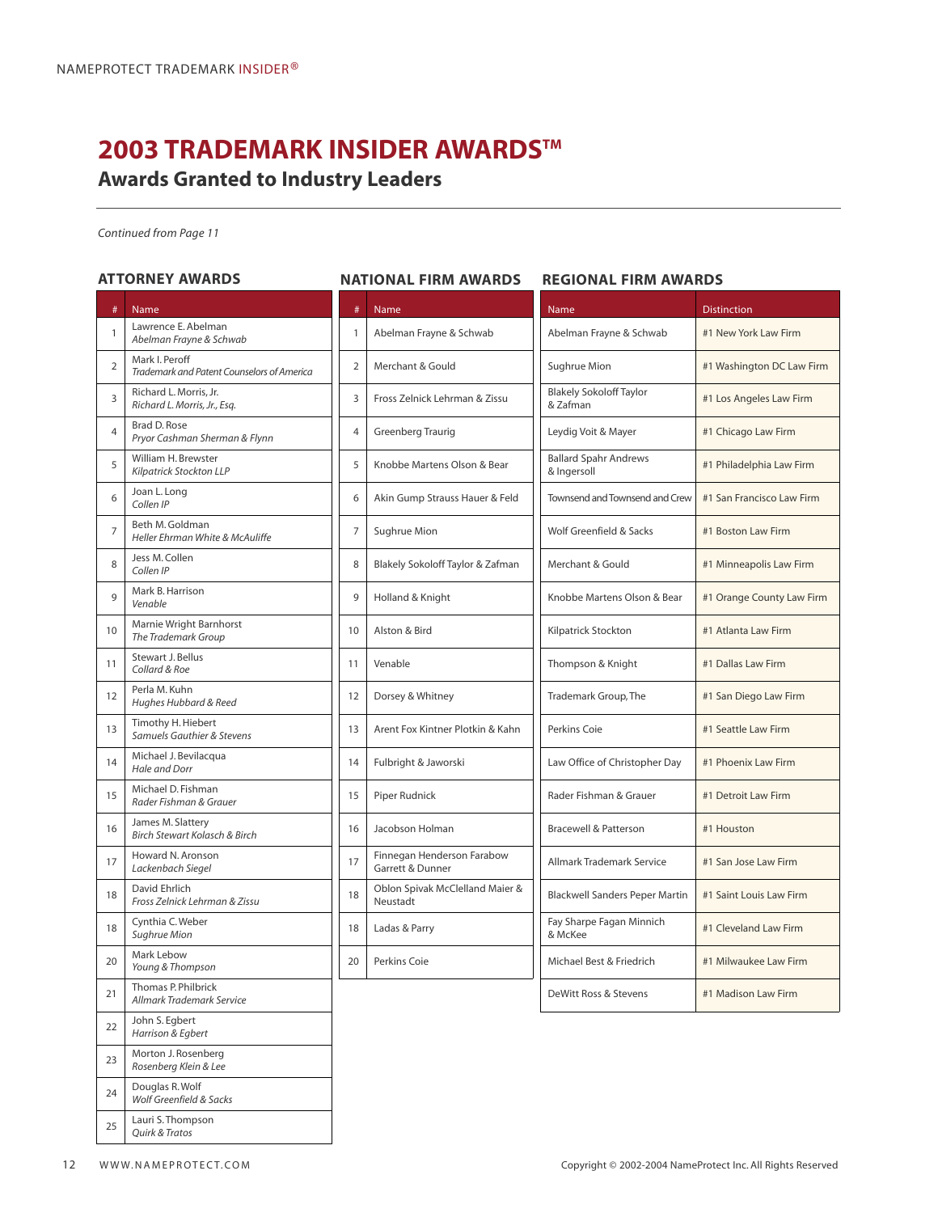# 2003 TRADEMARK INSIDER AWARDS™

## Awards Granted to Industry Leaders

*Continued from Page 11*

### ATTORNEY AWARDS

| # | Name |
|---|---|
| 1 | Lawrence E. Abelman *Abelman Frayne & Schwab* |
| 2 | Mark I. Peroff *Trademark and Patent Counselors of America* |
| 3 | Richard L. Morris, Jr. *Richard L. Morris, Jr., Esq.* |
| 4 | Brad D. Rose *Pryor Cashman Sherman & Flynn* |
| 5 | William H. Brewster *Kilpatrick Stockton LLP* |
| 6 | Joan L. Long *Collen IP* |
| 7 | Beth M. Goldman *Heller Ehrman White & McAuliffe* |
| 8 | Jess M. Collen *Collen IP* |
| 9 | Mark B. Harrison *Venable* |
| 10 | Marnie Wright Barnhorst *The Trademark Group* |
| 11 | Stewart J. Bellus *Collard & Roe* |
| 12 | Perla M. Kuhn *Hughes Hubbard & Reed* |
| 13 | Timothy H. Hiebert *Samuels Gauthier & Stevens* |
| 14 | Michael J. Bevilacqua *Hale and Dorr* |
| 15 | Michael D. Fishman *Rader Fishman & Grauer* |
| 16 | James M. Slattery *Birch Stewart Kolasch & Birch* |
| 17 | Howard N. Aronson *Lackenbach Siegel* |
| 18 | David Ehrlich *Fross Zelnick Lehrman & Zissu* |
| 18 | Cynthia C. Weber *Sughrue Mion* |
| 20 | Mark Lebow *Young & Thompson* |
| 21 | Thomas P. Philbrick *Allmark Trademark Service* |
| 22 | John S. Egbert *Harrison & Egbert* |
| 23 | Morton J. Rosenberg *Rosenberg Klein & Lee* |
| 24 | Douglas R. Wolf *Wolf Greenfield & Sacks* |
| 25 | Lauri S. Thompson *Quirk & Tratos* |

### NATIONAL FIRM AWARDS

| # | Name |
|---|---|
| 1 | Abelman Frayne & Schwab |
| 2 | Merchant & Gould |
| 3 | Fross Zelnick Lehrman & Zissu |
| 4 | Greenberg Traurig |
| 5 | Knobbe Martens Olson & Bear |
| 6 | Akin Gump Strauss Hauer & Feld |
| 7 | Sughrue Mion |
| 8 | Blakely Sokoloff Taylor & Zafman |
| 9 | Holland & Knight |
| 10 | Alston & Bird |
| 11 | Venable |
| 12 | Dorsey & Whitney |
| 13 | Arent Fox Kintner Plotkin & Kahn |
| 14 | Fulbright & Jaworski |
| 15 | Piper Rudnick |
| 16 | Jacobson Holman |
| 17 | Finnegan Henderson Farabow Garrett & Dunner |
| 18 | Oblon Spivak McClelland Maier & Neustadt |
| 18 | Ladas & Parry |
| 20 | Perkins Coie |

### REGIONAL FIRM AWARDS

| Name | Distinction |
|---|---|
| Abelman Frayne & Schwab | #1 New York Law Firm |
| Sughrue Mion | #1 Washington DC Law Firm |
| Blakely Sokoloff Taylor & Zafman | #1 Los Angeles Law Firm |
| Leydig Voit & Mayer | #1 Chicago Law Firm |
| Ballard Spahr Andrews & Ingersoll | #1 Philadelphia Law Firm |
| Townsend and Townsend and Crew | #1 San Francisco Law Firm |
| Wolf Greenfield & Sacks | #1 Boston Law Firm |
| Merchant & Gould | #1 Minneapolis Law Firm |
| Knobbe Martens Olson & Bear | #1 Orange County Law Firm |
| Kilpatrick Stockton | #1 Atlanta Law Firm |
| Thompson & Knight | #1 Dallas Law Firm |
| Trademark Group, The | #1 San Diego Law Firm |
| Perkins Coie | #1 Seattle Law Firm |
| Law Office of Christopher Day | #1 Phoenix Law Firm |
| Rader Fishman & Grauer | #1 Detroit Law Firm |
| Bracewell & Patterson | #1 Houston |
| Allmark Trademark Service | #1 San Jose Law Firm |
| Blackwell Sanders Peper Martin | #1 Saint Louis Law Firm |
| Fay Sharpe Fagan Minnich & McKee | #1 Cleveland Law Firm |
| Michael Best & Friedrich | #1 Milwaukee Law Firm |
| DeWitt Ross & Stevens | #1 Madison Law Firm |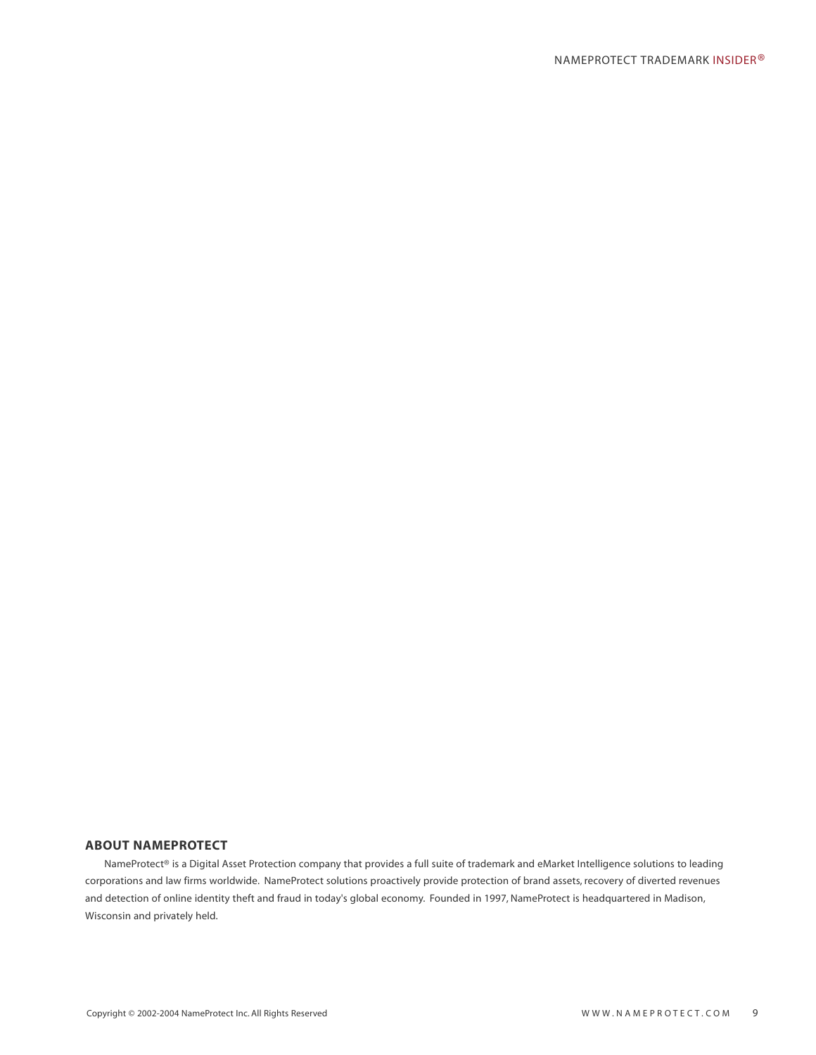## ABOUT NAMEPROTECT

NameProtect® is a Digital Asset Protection company that provides a full suite of trademark and eMarket Intelligence solutions to leading corporations and law firms worldwide. NameProtect solutions proactively provide protection of brand assets, recovery of diverted revenues and detection of online identity theft and fraud in today's global economy. Founded in 1997, NameProtect is headquartered in Madison, Wisconsin and privately held.